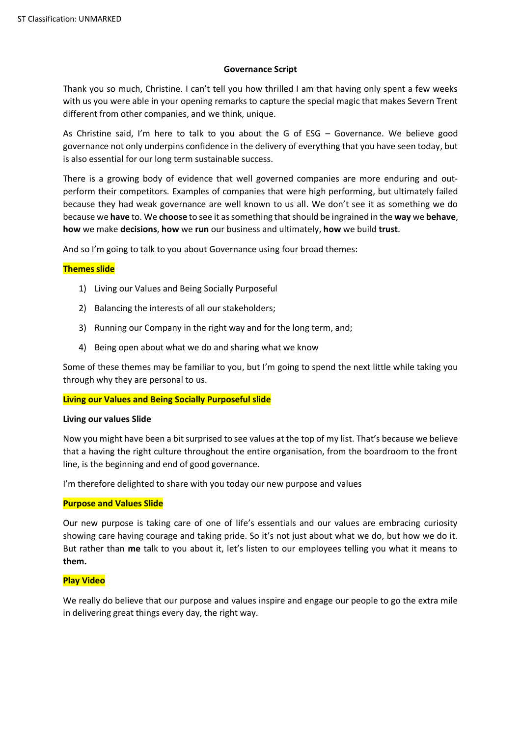**Governance Script**

Thank you so much, Christine. I can't tell you how thrilled I am that having only spent a few weeks with us you were able in your opening remarks to capture the special magic that makes Severn Trent different from other companies, and we think, unique.

As Christine said, I'm here to talk to you about the G of ESG – Governance. We believe good governance not only underpins confidence in the delivery of everything that you have seen today, but is also essential for our long term sustainable success.

There is a growing body of evidence that well governed companies are more enduring and out-perform their competitors. Examples of companies that were high performing, but ultimately failed because they had weak governance are well known to us all. We don't see it as something we do because we **have** to. We **choose** to see it as something that should be ingrained in the **way** we **behave**, **how** we make **decisions**, **how** we **run** our business and ultimately, **how** we build **trust**.

And so I'm going to talk to you about Governance using four broad themes:

**Themes slide**

1) Living our Values and Being Socially Purposeful
2) Balancing the interests of all our stakeholders;
3) Running our Company in the right way and for the long term, and;
4) Being open about what we do and sharing what we know

Some of these themes may be familiar to you, but I'm going to spend the next little while taking you through why they are personal to us.

**Living our Values and Being Socially Purposeful slide**

**Living our values Slide**

Now you might have been a bit surprised to see values at the top of my list. That's because we believe that a having the right culture throughout the entire organisation, from the boardroom to the front line, is the beginning and end of good governance.

I'm therefore delighted to share with you today our new purpose and values

**Purpose and Values Slide**

Our new purpose is taking care of one of life's essentials and our values are embracing curiosity showing care having courage and taking pride. So it's not just about what we do, but how we do it. But rather than **me** talk to you about it, let's listen to our employees telling you what it means to **them.**

**Play Video**

We really do believe that our purpose and values inspire and engage our people to go the extra mile in delivering great things every day, the right way.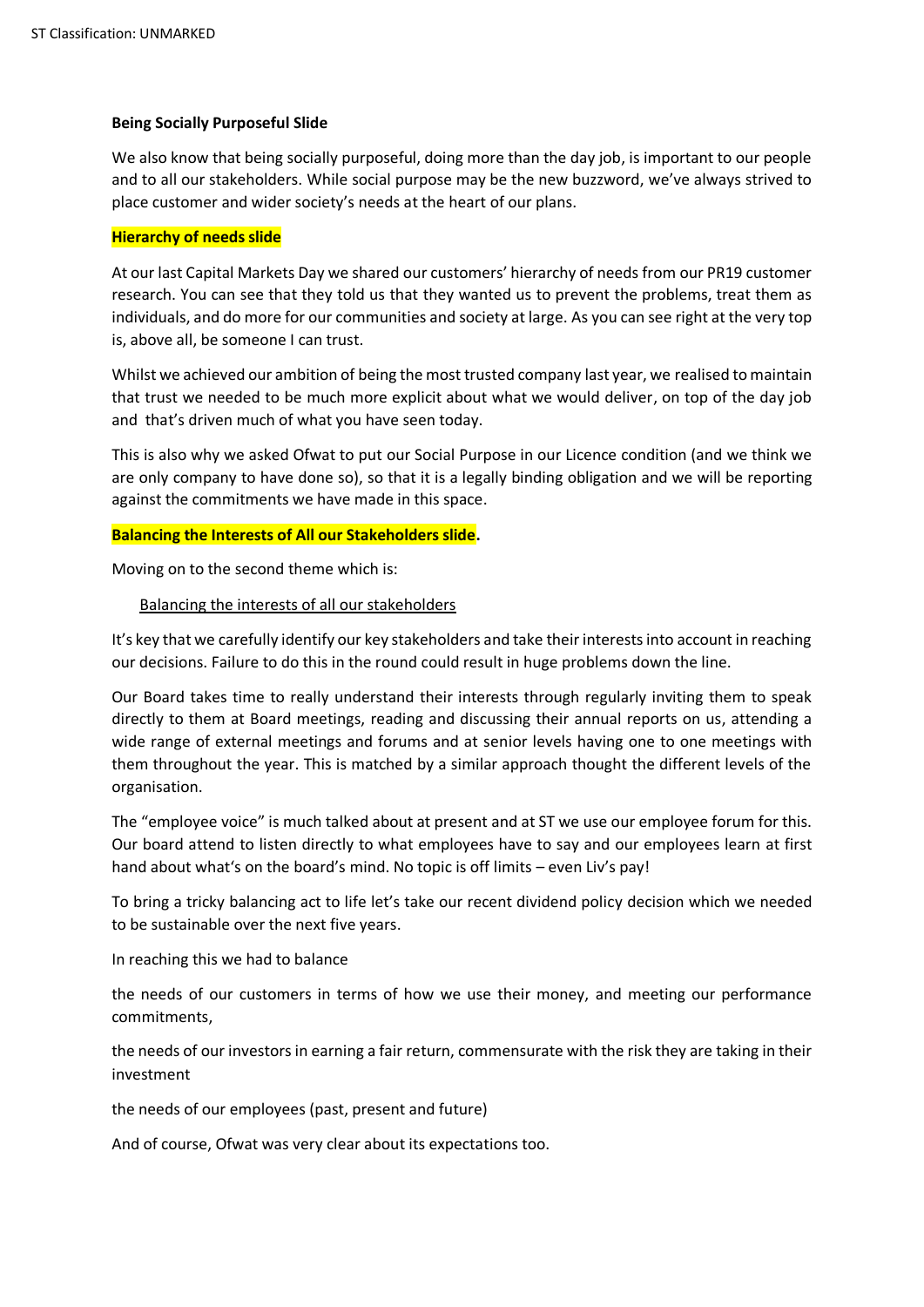**Being Socially Purposeful Slide**

We also know that being socially purposeful, doing more than the day job, is important to our people and to all our stakeholders. While social purpose may be the new buzzword, we've always strived to place customer and wider society's needs at the heart of our plans.

**Hierarchy of needs slide**

At our last Capital Markets Day we shared our customers' hierarchy of needs from our PR19 customer research. You can see that they told us that they wanted us to prevent the problems, treat them as individuals, and do more for our communities and society at large. As you can see right at the very top is, above all, be someone I can trust.

Whilst we achieved our ambition of being the most trusted company last year, we realised to maintain that trust we needed to be much more explicit about what we would deliver, on top of the day job and that's driven much of what you have seen today.

This is also why we asked Ofwat to put our Social Purpose in our Licence condition (and we think we are only company to have done so), so that it is a legally binding obligation and we will be reporting against the commitments we have made in this space.

**Balancing the Interests of All our Stakeholders slide.**

Moving on to the second theme which is:

Balancing the interests of all our stakeholders

It's key that we carefully identify our key stakeholders and take their interests into account in reaching our decisions. Failure to do this in the round could result in huge problems down the line.

Our Board takes time to really understand their interests through regularly inviting them to speak directly to them at Board meetings, reading and discussing their annual reports on us, attending a wide range of external meetings and forums and at senior levels having one to one meetings with them throughout the year. This is matched by a similar approach thought the different levels of the organisation.

The "employee voice" is much talked about at present and at ST we use our employee forum for this. Our board attend to listen directly to what employees have to say and our employees learn at first hand about what's on the board's mind. No topic is off limits – even Liv's pay!

To bring a tricky balancing act to life let's take our recent dividend policy decision which we needed to be sustainable over the next five years.

In reaching this we had to balance

the needs of our customers in terms of how we use their money, and meeting our performance commitments,

the needs of our investors in earning a fair return, commensurate with the risk they are taking in their investment

the needs of our employees (past, present and future)

And of course, Ofwat was very clear about its expectations too.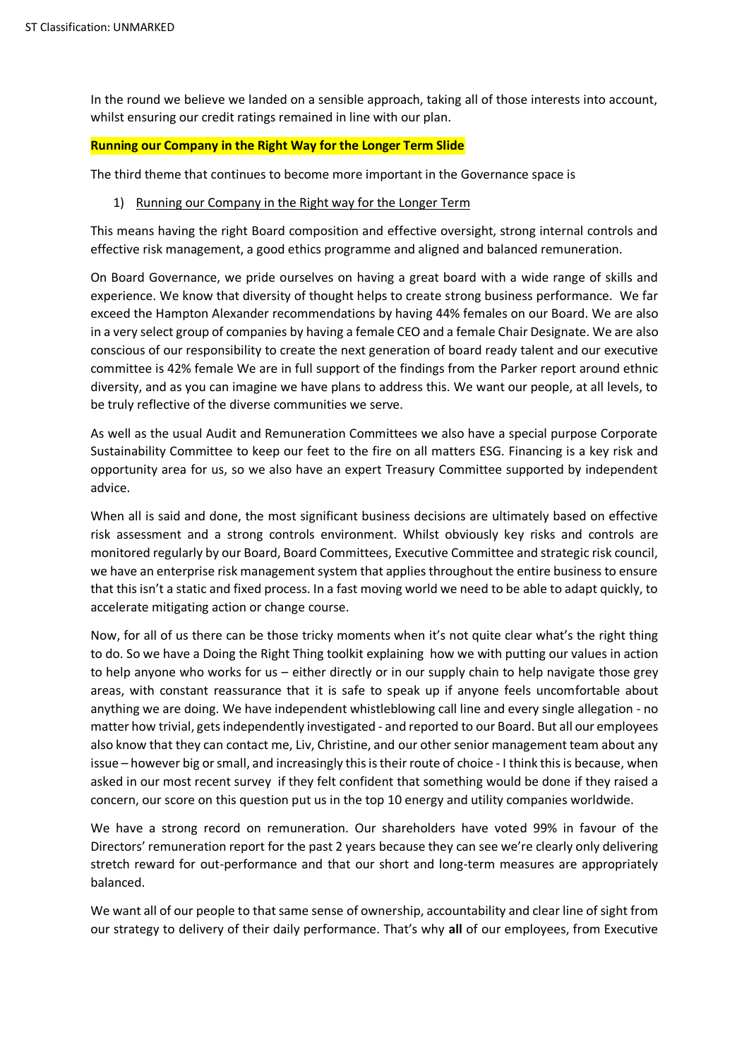In the round we believe we landed on a sensible approach, taking all of those interests into account, whilst ensuring our credit ratings remained in line with our plan.

**Running our Company in the Right Way for the Longer Term Slide**

The third theme that continues to become more important in the Governance space is

1) Running our Company in the Right way for the Longer Term

This means having the right Board composition and effective oversight, strong internal controls and effective risk management, a good ethics programme and aligned and balanced remuneration.

On Board Governance, we pride ourselves on having a great board with a wide range of skills and experience. We know that diversity of thought helps to create strong business performance. We far exceed the Hampton Alexander recommendations by having 44% females on our Board. We are also in a very select group of companies by having a female CEO and a female Chair Designate. We are also conscious of our responsibility to create the next generation of board ready talent and our executive committee is 42% female We are in full support of the findings from the Parker report around ethnic diversity, and as you can imagine we have plans to address this. We want our people, at all levels, to be truly reflective of the diverse communities we serve.

As well as the usual Audit and Remuneration Committees we also have a special purpose Corporate Sustainability Committee to keep our feet to the fire on all matters ESG. Financing is a key risk and opportunity area for us, so we also have an expert Treasury Committee supported by independent advice.

When all is said and done, the most significant business decisions are ultimately based on effective risk assessment and a strong controls environment. Whilst obviously key risks and controls are monitored regularly by our Board, Board Committees, Executive Committee and strategic risk council, we have an enterprise risk management system that applies throughout the entire business to ensure that this isn't a static and fixed process. In a fast moving world we need to be able to adapt quickly, to accelerate mitigating action or change course.

Now, for all of us there can be those tricky moments when it's not quite clear what's the right thing to do. So we have a Doing the Right Thing toolkit explaining how we with putting our values in action to help anyone who works for us – either directly or in our supply chain to help navigate those grey areas, with constant reassurance that it is safe to speak up if anyone feels uncomfortable about anything we are doing. We have independent whistleblowing call line and every single allegation - no matter how trivial, gets independently investigated - and reported to our Board. But all our employees also know that they can contact me, Liv, Christine, and our other senior management team about any issue – however big or small, and increasingly this is their route of choice - I think this is because, when asked in our most recent survey if they felt confident that something would be done if they raised a concern, our score on this question put us in the top 10 energy and utility companies worldwide.

We have a strong record on remuneration. Our shareholders have voted 99% in favour of the Directors' remuneration report for the past 2 years because they can see we're clearly only delivering stretch reward for out-performance and that our short and long-term measures are appropriately balanced.

We want all of our people to that same sense of ownership, accountability and clear line of sight from our strategy to delivery of their daily performance. That's why **all** of our employees, from Executive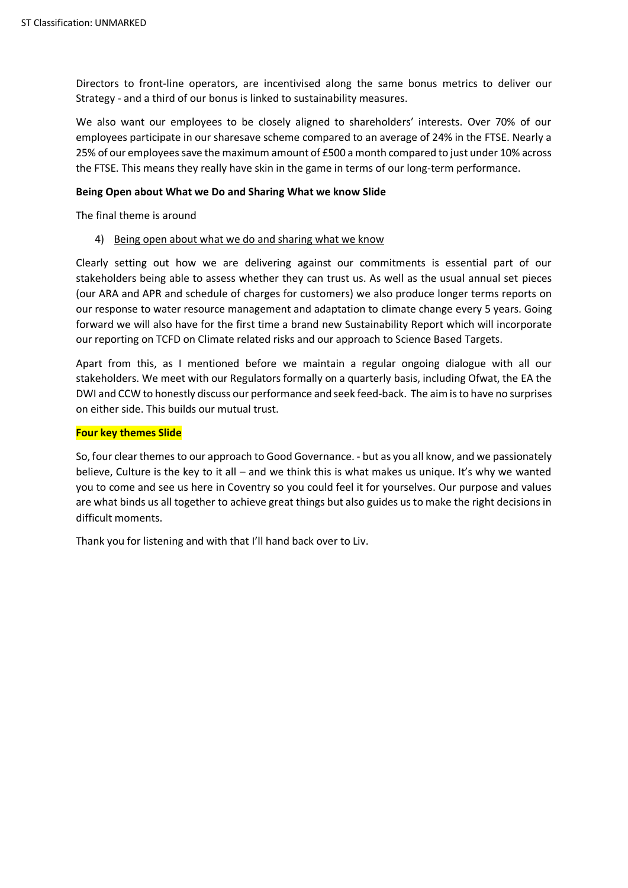Directors to front-line operators, are incentivised along the same bonus metrics to deliver our Strategy - and a third of our bonus is linked to sustainability measures.

We also want our employees to be closely aligned to shareholders' interests. Over 70% of our employees participate in our sharesave scheme compared to an average of 24% in the FTSE. Nearly a 25% of our employees save the maximum amount of £500 a month compared to just under 10% across the FTSE. This means they really have skin in the game in terms of our long-term performance.

**Being Open about What we Do and Sharing What we know Slide**

The final theme is around

4) Being open about what we do and sharing what we know

Clearly setting out how we are delivering against our commitments is essential part of our stakeholders being able to assess whether they can trust us. As well as the usual annual set pieces (our ARA and APR and schedule of charges for customers) we also produce longer terms reports on our response to water resource management and adaptation to climate change every 5 years. Going forward we will also have for the first time a brand new Sustainability Report which will incorporate our reporting on TCFD on Climate related risks and our approach to Science Based Targets.

Apart from this, as I mentioned before we maintain a regular ongoing dialogue with all our stakeholders. We meet with our Regulators formally on a quarterly basis, including Ofwat, the EA the DWI and CCW to honestly discuss our performance and seek feed-back. The aim is to have no surprises on either side. This builds our mutual trust.

**Four key themes Slide**

So, four clear themes to our approach to Good Governance. - but as you all know, and we passionately believe, Culture is the key to it all – and we think this is what makes us unique. It's why we wanted you to come and see us here in Coventry so you could feel it for yourselves. Our purpose and values are what binds us all together to achieve great things but also guides us to make the right decisions in difficult moments.

Thank you for listening and with that I'll hand back over to Liv.